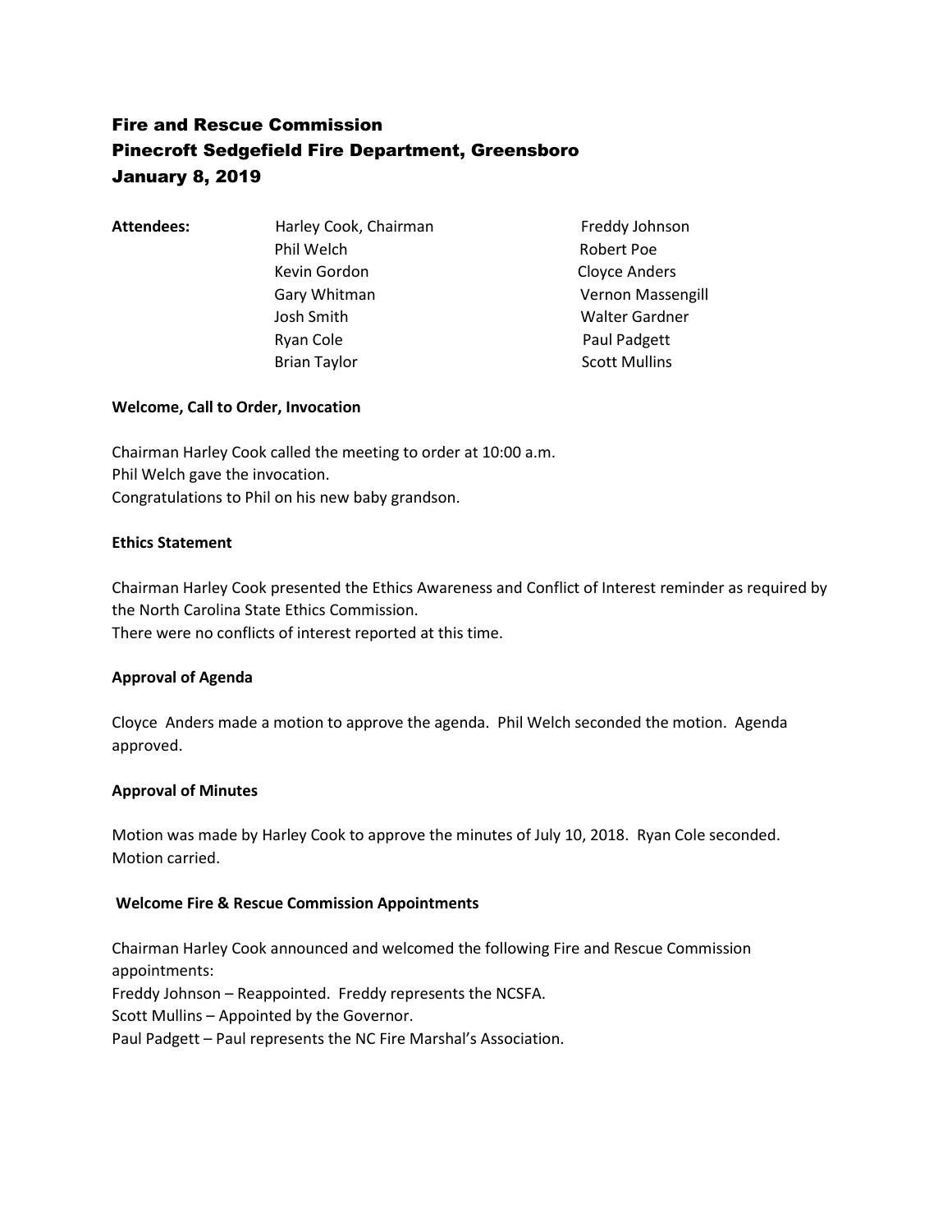# Fire and Rescue Commission
# Pinecroft Sedgefield Fire Department, Greensboro
# January 8, 2019

**Attendees:**

| | |
|---|---|
| Harley Cook, Chairman | Freddy Johnson |
| Phil Welch | Robert Poe |
| Kevin Gordon | Cloyce Anders |
| Gary Whitman | Vernon Massengill |
| Josh Smith | Walter Gardner |
| Ryan Cole | Paul Padgett |
| Brian Taylor | Scott Mullins |

**Welcome, Call to Order, Invocation**

Chairman Harley Cook called the meeting to order at 10:00 a.m.
Phil Welch gave the invocation.
Congratulations to Phil on his new baby grandson.

**Ethics Statement**

Chairman Harley Cook presented the Ethics Awareness and Conflict of Interest reminder as required by the North Carolina State Ethics Commission.
There were no conflicts of interest reported at this time.

**Approval of Agenda**

Cloyce Anders made a motion to approve the agenda. Phil Welch seconded the motion. Agenda approved.

**Approval of Minutes**

Motion was made by Harley Cook to approve the minutes of July 10, 2018. Ryan Cole seconded. Motion carried.

**Welcome Fire & Rescue Commission Appointments**

Chairman Harley Cook announced and welcomed the following Fire and Rescue Commission appointments:
Freddy Johnson – Reappointed. Freddy represents the NCSFA.
Scott Mullins – Appointed by the Governor.
Paul Padgett – Paul represents the NC Fire Marshal's Association.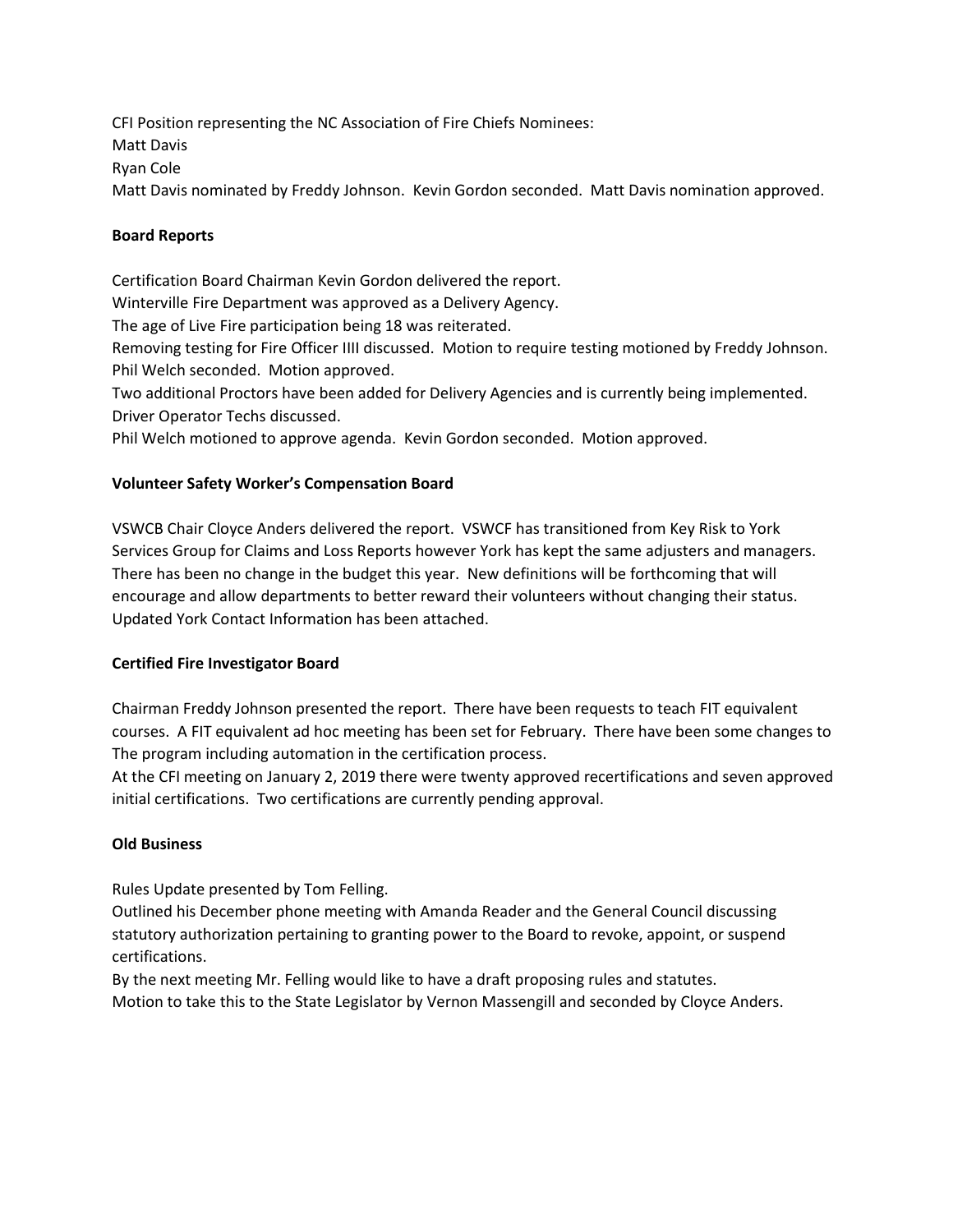CFI Position representing the NC Association of Fire Chiefs Nominees:
Matt Davis
Ryan Cole
Matt Davis nominated by Freddy Johnson. Kevin Gordon seconded. Matt Davis nomination approved.

**Board Reports**

Certification Board Chairman Kevin Gordon delivered the report.
Winterville Fire Department was approved as a Delivery Agency.
The age of Live Fire participation being 18 was reiterated.
Removing testing for Fire Officer IIII discussed. Motion to require testing motioned by Freddy Johnson. Phil Welch seconded. Motion approved.
Two additional Proctors have been added for Delivery Agencies and is currently being implemented.
Driver Operator Techs discussed.
Phil Welch motioned to approve agenda. Kevin Gordon seconded. Motion approved.

**Volunteer Safety Worker's Compensation Board**

VSWCB Chair Cloyce Anders delivered the report. VSWCF has transitioned from Key Risk to York Services Group for Claims and Loss Reports however York has kept the same adjusters and managers. There has been no change in the budget this year. New definitions will be forthcoming that will encourage and allow departments to better reward their volunteers without changing their status. Updated York Contact Information has been attached.

**Certified Fire Investigator Board**

Chairman Freddy Johnson presented the report. There have been requests to teach FIT equivalent courses. A FIT equivalent ad hoc meeting has been set for February. There have been some changes to The program including automation in the certification process.
At the CFI meeting on January 2, 2019 there were twenty approved recertifications and seven approved initial certifications. Two certifications are currently pending approval.

**Old Business**

Rules Update presented by Tom Felling.
Outlined his December phone meeting with Amanda Reader and the General Council discussing statutory authorization pertaining to granting power to the Board to revoke, appoint, or suspend certifications.
By the next meeting Mr. Felling would like to have a draft proposing rules and statutes.
Motion to take this to the State Legislator by Vernon Massengill and seconded by Cloyce Anders.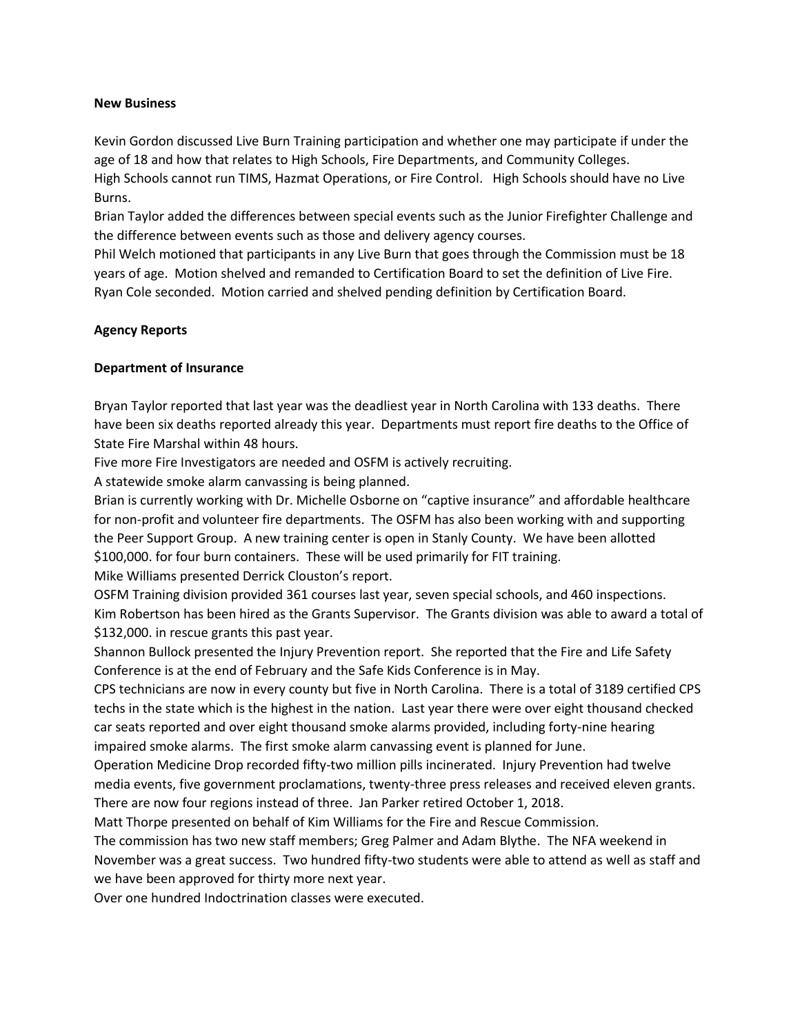**New Business**

Kevin Gordon discussed Live Burn Training participation and whether one may participate if under the age of 18 and how that relates to High Schools, Fire Departments, and Community Colleges.
High Schools cannot run TIMS, Hazmat Operations, or Fire Control. High Schools should have no Live Burns.
Brian Taylor added the differences between special events such as the Junior Firefighter Challenge and the difference between events such as those and delivery agency courses.
Phil Welch motioned that participants in any Live Burn that goes through the Commission must be 18 years of age. Motion shelved and remanded to Certification Board to set the definition of Live Fire. Ryan Cole seconded. Motion carried and shelved pending definition by Certification Board.

**Agency Reports**

**Department of Insurance**

Bryan Taylor reported that last year was the deadliest year in North Carolina with 133 deaths. There have been six deaths reported already this year. Departments must report fire deaths to the Office of State Fire Marshal within 48 hours.
Five more Fire Investigators are needed and OSFM is actively recruiting.
A statewide smoke alarm canvassing is being planned.
Brian is currently working with Dr. Michelle Osborne on "captive insurance" and affordable healthcare for non-profit and volunteer fire departments. The OSFM has also been working with and supporting the Peer Support Group. A new training center is open in Stanly County. We have been allotted $100,000. for four burn containers. These will be used primarily for FIT training.
Mike Williams presented Derrick Clouston's report.
OSFM Training division provided 361 courses last year, seven special schools, and 460 inspections.
Kim Robertson has been hired as the Grants Supervisor. The Grants division was able to award a total of $132,000. in rescue grants this past year.
Shannon Bullock presented the Injury Prevention report. She reported that the Fire and Life Safety Conference is at the end of February and the Safe Kids Conference is in May.
CPS technicians are now in every county but five in North Carolina. There is a total of 3189 certified CPS techs in the state which is the highest in the nation. Last year there were over eight thousand checked car seats reported and over eight thousand smoke alarms provided, including forty-nine hearing impaired smoke alarms. The first smoke alarm canvassing event is planned for June.
Operation Medicine Drop recorded fifty-two million pills incinerated. Injury Prevention had twelve media events, five government proclamations, twenty-three press releases and received eleven grants. There are now four regions instead of three. Jan Parker retired October 1, 2018.
Matt Thorpe presented on behalf of Kim Williams for the Fire and Rescue Commission.
The commission has two new staff members; Greg Palmer and Adam Blythe. The NFA weekend in November was a great success. Two hundred fifty-two students were able to attend as well as staff and we have been approved for thirty more next year.
Over one hundred Indoctrination classes were executed.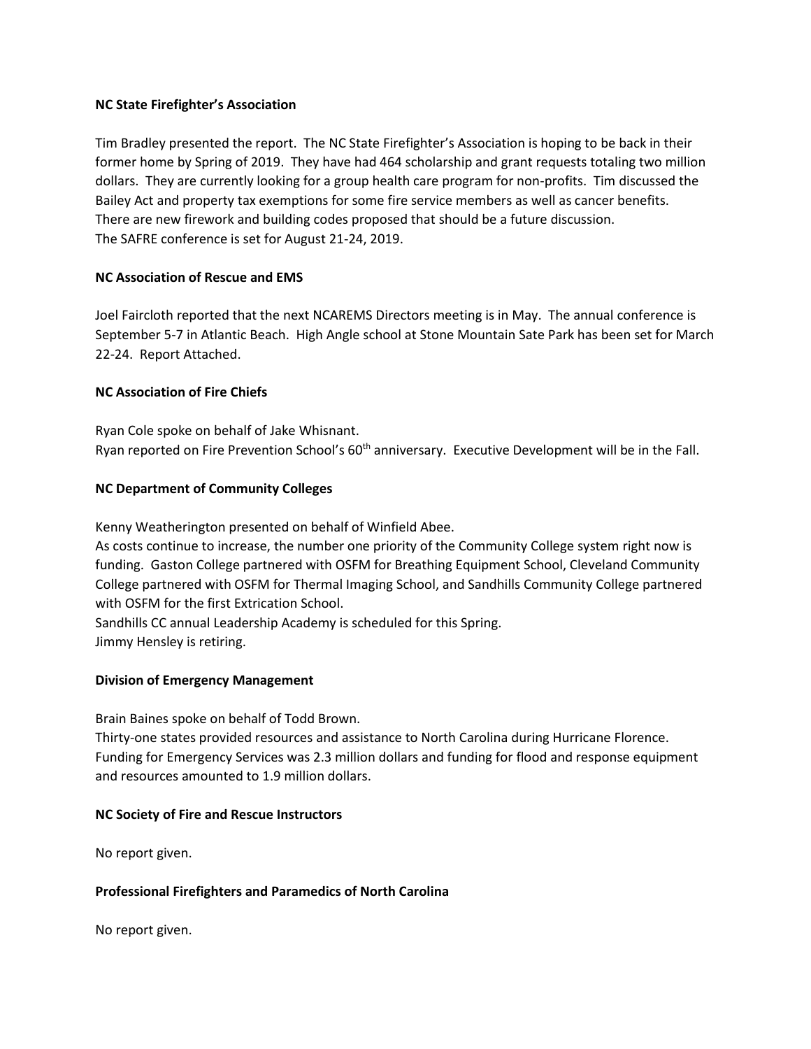**NC State Firefighter's Association**

Tim Bradley presented the report. The NC State Firefighter's Association is hoping to be back in their former home by Spring of 2019. They have had 464 scholarship and grant requests totaling two million dollars. They are currently looking for a group health care program for non-profits. Tim discussed the Bailey Act and property tax exemptions for some fire service members as well as cancer benefits. There are new firework and building codes proposed that should be a future discussion.
The SAFRE conference is set for August 21-24, 2019.

**NC Association of Rescue and EMS**

Joel Faircloth reported that the next NCAREMS Directors meeting is in May. The annual conference is September 5-7 in Atlantic Beach. High Angle school at Stone Mountain Sate Park has been set for March 22-24. Report Attached.

**NC Association of Fire Chiefs**

Ryan Cole spoke on behalf of Jake Whisnant.
Ryan reported on Fire Prevention School's 60th anniversary. Executive Development will be in the Fall.

**NC Department of Community Colleges**

Kenny Weatherington presented on behalf of Winfield Abee.
As costs continue to increase, the number one priority of the Community College system right now is funding. Gaston College partnered with OSFM for Breathing Equipment School, Cleveland Community College partnered with OSFM for Thermal Imaging School, and Sandhills Community College partnered with OSFM for the first Extrication School.
Sandhills CC annual Leadership Academy is scheduled for this Spring.
Jimmy Hensley is retiring.

**Division of Emergency Management**

Brain Baines spoke on behalf of Todd Brown.
Thirty-one states provided resources and assistance to North Carolina during Hurricane Florence. Funding for Emergency Services was 2.3 million dollars and funding for flood and response equipment and resources amounted to 1.9 million dollars.

**NC Society of Fire and Rescue Instructors**

No report given.

**Professional Firefighters and Paramedics of North Carolina**

No report given.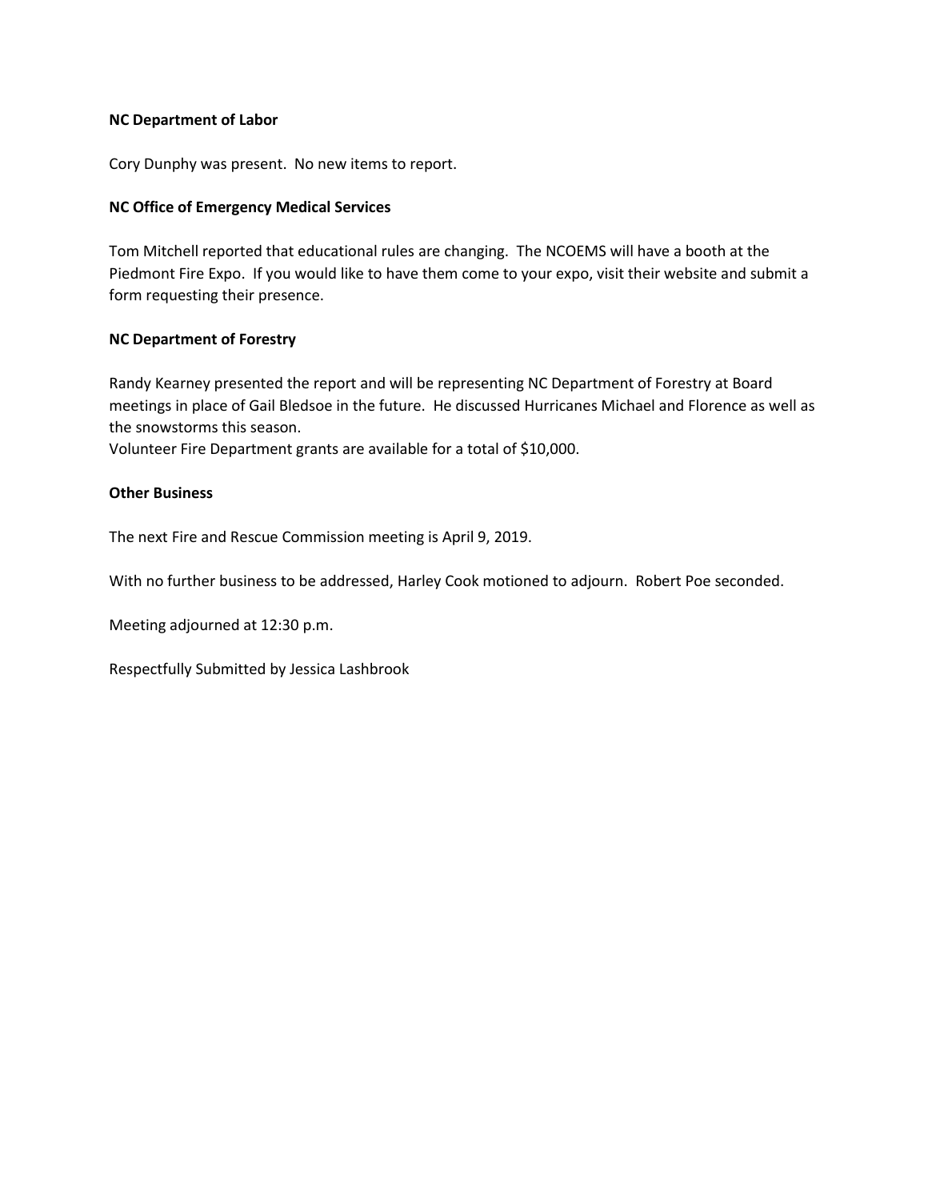**NC Department of Labor**

Cory Dunphy was present. No new items to report.

**NC Office of Emergency Medical Services**

Tom Mitchell reported that educational rules are changing. The NCOEMS will have a booth at the Piedmont Fire Expo. If you would like to have them come to your expo, visit their website and submit a form requesting their presence.

**NC Department of Forestry**

Randy Kearney presented the report and will be representing NC Department of Forestry at Board meetings in place of Gail Bledsoe in the future. He discussed Hurricanes Michael and Florence as well as the snowstorms this season.
Volunteer Fire Department grants are available for a total of $10,000.

**Other Business**

The next Fire and Rescue Commission meeting is April 9, 2019.

With no further business to be addressed, Harley Cook motioned to adjourn. Robert Poe seconded.

Meeting adjourned at 12:30 p.m.

Respectfully Submitted by Jessica Lashbrook